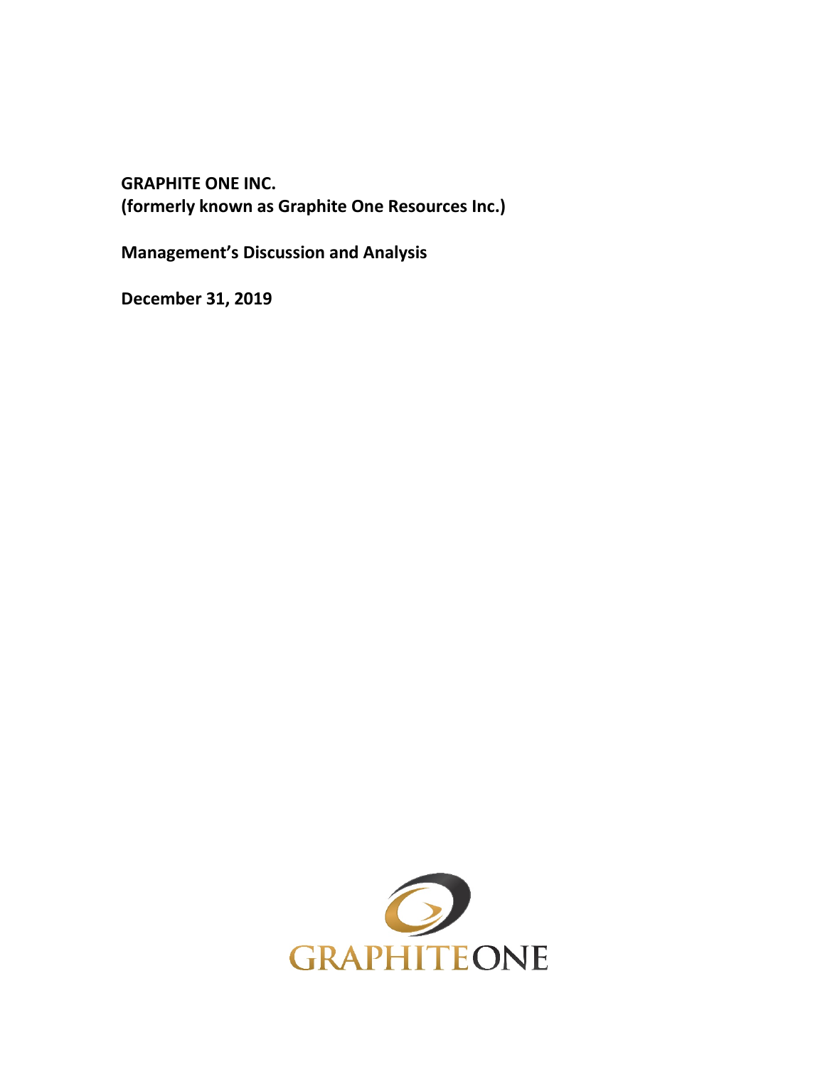**GRAPHITE ONE INC.**
**(formerly known as Graphite One Resources Inc.)**

**Management's Discussion and Analysis**

**December 31, 2019**

GRAPHITEONE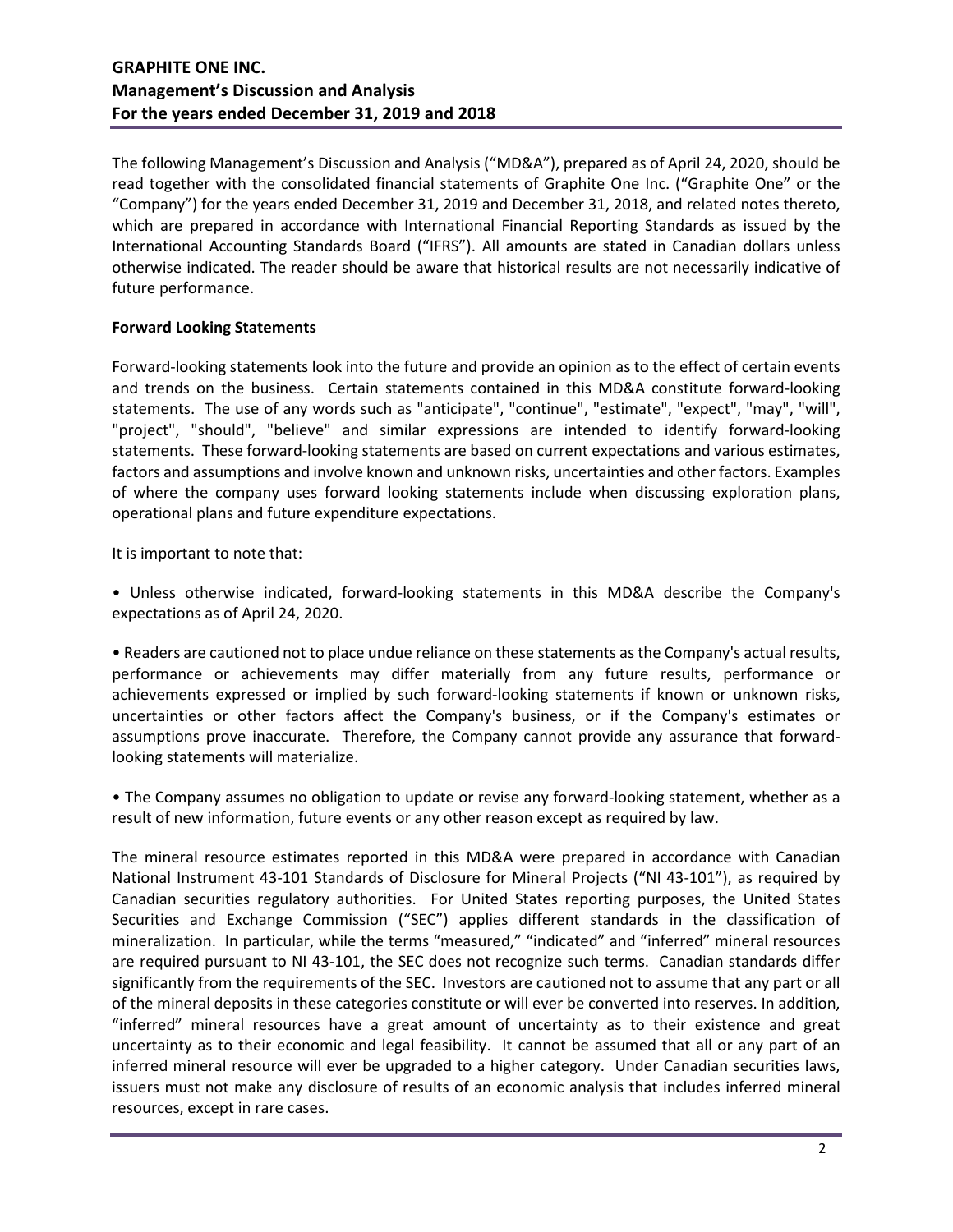The following Management's Discussion and Analysis ("MD&A"), prepared as of April 24, 2020, should be read together with the consolidated financial statements of Graphite One Inc. ("Graphite One" or the "Company") for the years ended December 31, 2019 and December 31, 2018, and related notes thereto, which are prepared in accordance with International Financial Reporting Standards as issued by the International Accounting Standards Board ("IFRS"). All amounts are stated in Canadian dollars unless otherwise indicated. The reader should be aware that historical results are not necessarily indicative of future performance.

**Forward Looking Statements**

Forward-looking statements look into the future and provide an opinion as to the effect of certain events and trends on the business. Certain statements contained in this MD&A constitute forward-looking statements. The use of any words such as "anticipate", "continue", "estimate", "expect", "may", "will", "project", "should", "believe" and similar expressions are intended to identify forward-looking statements. These forward-looking statements are based on current expectations and various estimates, factors and assumptions and involve known and unknown risks, uncertainties and other factors. Examples of where the company uses forward looking statements include when discussing exploration plans, operational plans and future expenditure expectations.

It is important to note that:

• Unless otherwise indicated, forward-looking statements in this MD&A describe the Company's expectations as of April 24, 2020.

• Readers are cautioned not to place undue reliance on these statements as the Company's actual results, performance or achievements may differ materially from any future results, performance or achievements expressed or implied by such forward-looking statements if known or unknown risks, uncertainties or other factors affect the Company's business, or if the Company's estimates or assumptions prove inaccurate. Therefore, the Company cannot provide any assurance that forward-looking statements will materialize.

• The Company assumes no obligation to update or revise any forward-looking statement, whether as a result of new information, future events or any other reason except as required by law.

The mineral resource estimates reported in this MD&A were prepared in accordance with Canadian National Instrument 43-101 Standards of Disclosure for Mineral Projects ("NI 43-101"), as required by Canadian securities regulatory authorities. For United States reporting purposes, the United States Securities and Exchange Commission ("SEC") applies different standards in the classification of mineralization. In particular, while the terms "measured," "indicated" and "inferred" mineral resources are required pursuant to NI 43-101, the SEC does not recognize such terms. Canadian standards differ significantly from the requirements of the SEC. Investors are cautioned not to assume that any part or all of the mineral deposits in these categories constitute or will ever be converted into reserves. In addition, "inferred" mineral resources have a great amount of uncertainty as to their existence and great uncertainty as to their economic and legal feasibility. It cannot be assumed that all or any part of an inferred mineral resource will ever be upgraded to a higher category. Under Canadian securities laws, issuers must not make any disclosure of results of an economic analysis that includes inferred mineral resources, except in rare cases.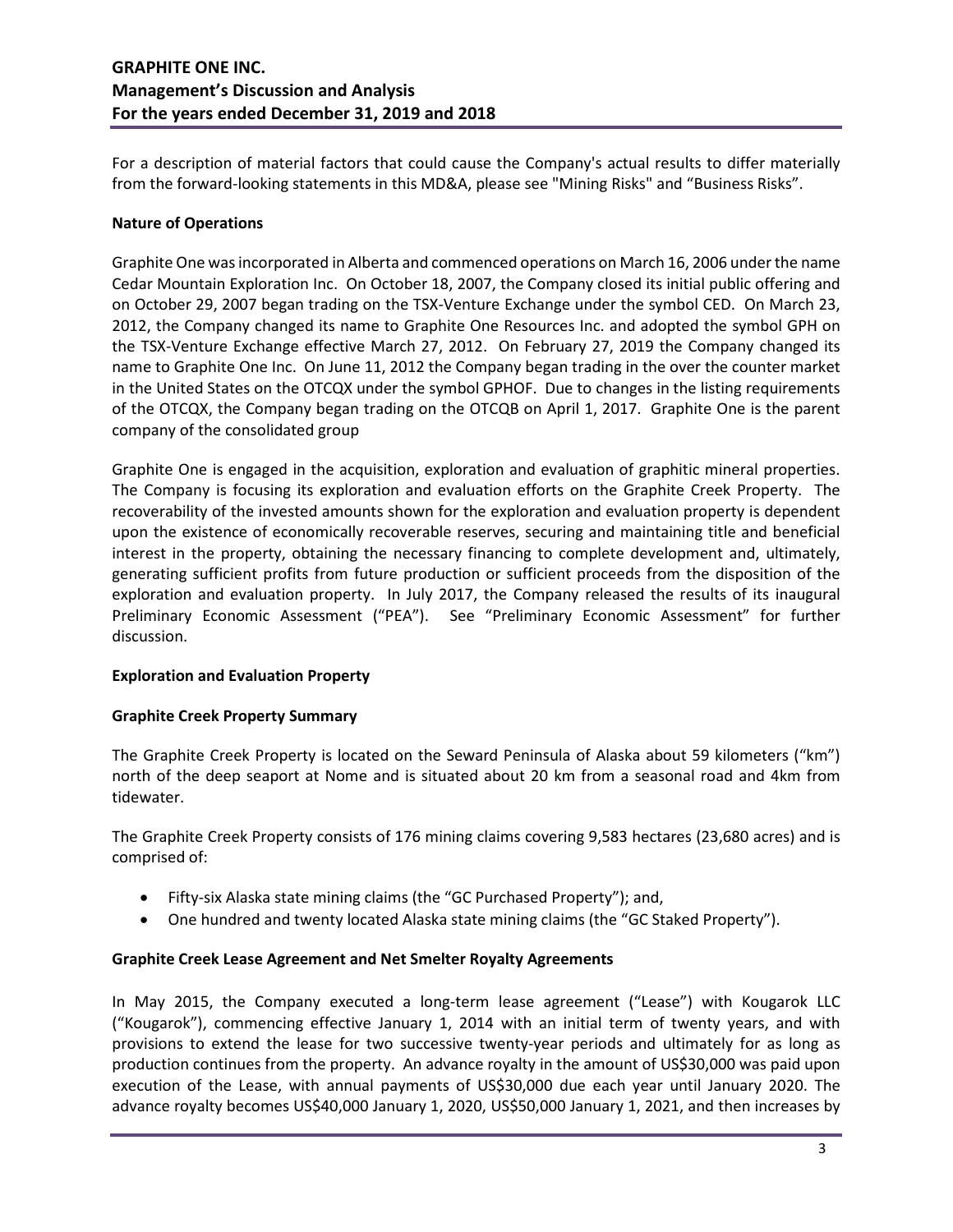For a description of material factors that could cause the Company's actual results to differ materially from the forward-looking statements in this MD&A, please see "Mining Risks" and "Business Risks".

**Nature of Operations**

Graphite One was incorporated in Alberta and commenced operations on March 16, 2006 under the name Cedar Mountain Exploration Inc. On October 18, 2007, the Company closed its initial public offering and on October 29, 2007 began trading on the TSX-Venture Exchange under the symbol CED. On March 23, 2012, the Company changed its name to Graphite One Resources Inc. and adopted the symbol GPH on the TSX-Venture Exchange effective March 27, 2012. On February 27, 2019 the Company changed its name to Graphite One Inc. On June 11, 2012 the Company began trading in the over the counter market in the United States on the OTCQX under the symbol GPHOF. Due to changes in the listing requirements of the OTCQX, the Company began trading on the OTCQB on April 1, 2017. Graphite One is the parent company of the consolidated group

Graphite One is engaged in the acquisition, exploration and evaluation of graphitic mineral properties. The Company is focusing its exploration and evaluation efforts on the Graphite Creek Property. The recoverability of the invested amounts shown for the exploration and evaluation property is dependent upon the existence of economically recoverable reserves, securing and maintaining title and beneficial interest in the property, obtaining the necessary financing to complete development and, ultimately, generating sufficient profits from future production or sufficient proceeds from the disposition of the exploration and evaluation property. In July 2017, the Company released the results of its inaugural Preliminary Economic Assessment ("PEA"). See "Preliminary Economic Assessment" for further discussion.

**Exploration and Evaluation Property**

**Graphite Creek Property Summary**

The Graphite Creek Property is located on the Seward Peninsula of Alaska about 59 kilometers ("km") north of the deep seaport at Nome and is situated about 20 km from a seasonal road and 4km from tidewater.

The Graphite Creek Property consists of 176 mining claims covering 9,583 hectares (23,680 acres) and is comprised of:

- Fifty-six Alaska state mining claims (the "GC Purchased Property"); and,
- One hundred and twenty located Alaska state mining claims (the "GC Staked Property").

**Graphite Creek Lease Agreement and Net Smelter Royalty Agreements**

In May 2015, the Company executed a long-term lease agreement ("Lease") with Kougarok LLC ("Kougarok"), commencing effective January 1, 2014 with an initial term of twenty years, and with provisions to extend the lease for two successive twenty-year periods and ultimately for as long as production continues from the property. An advance royalty in the amount of US$30,000 was paid upon execution of the Lease, with annual payments of US$30,000 due each year until January 2020. The advance royalty becomes US$40,000 January 1, 2020, US$50,000 January 1, 2021, and then increases by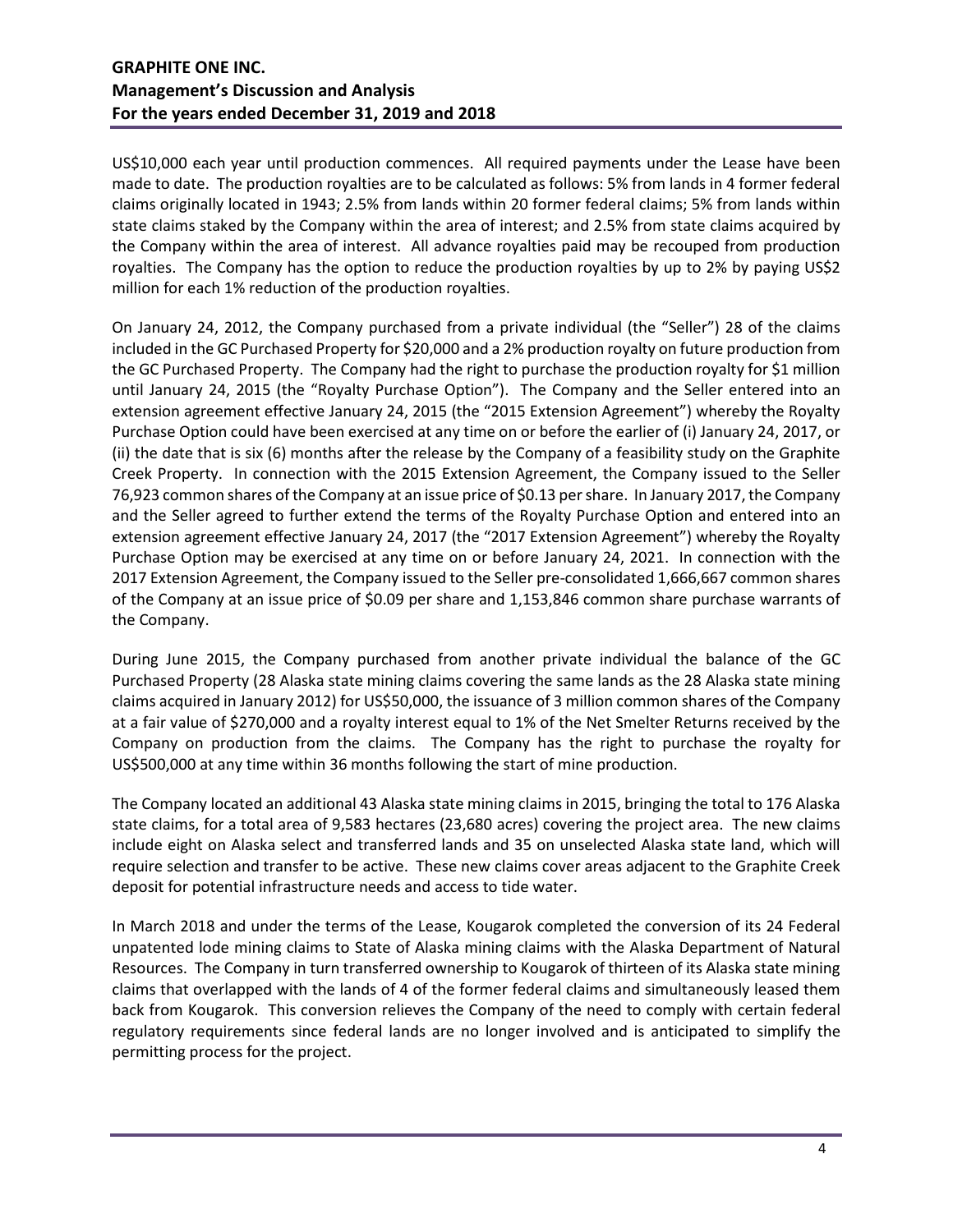US$10,000 each year until production commences. All required payments under the Lease have been made to date. The production royalties are to be calculated as follows: 5% from lands in 4 former federal claims originally located in 1943; 2.5% from lands within 20 former federal claims; 5% from lands within state claims staked by the Company within the area of interest; and 2.5% from state claims acquired by the Company within the area of interest. All advance royalties paid may be recouped from production royalties. The Company has the option to reduce the production royalties by up to 2% by paying US$2 million for each 1% reduction of the production royalties.

On January 24, 2012, the Company purchased from a private individual (the "Seller") 28 of the claims included in the GC Purchased Property for $20,000 and a 2% production royalty on future production from the GC Purchased Property. The Company had the right to purchase the production royalty for $1 million until January 24, 2015 (the "Royalty Purchase Option"). The Company and the Seller entered into an extension agreement effective January 24, 2015 (the "2015 Extension Agreement") whereby the Royalty Purchase Option could have been exercised at any time on or before the earlier of (i) January 24, 2017, or (ii) the date that is six (6) months after the release by the Company of a feasibility study on the Graphite Creek Property. In connection with the 2015 Extension Agreement, the Company issued to the Seller 76,923 common shares of the Company at an issue price of $0.13 per share. In January 2017, the Company and the Seller agreed to further extend the terms of the Royalty Purchase Option and entered into an extension agreement effective January 24, 2017 (the "2017 Extension Agreement") whereby the Royalty Purchase Option may be exercised at any time on or before January 24, 2021. In connection with the 2017 Extension Agreement, the Company issued to the Seller pre-consolidated 1,666,667 common shares of the Company at an issue price of $0.09 per share and 1,153,846 common share purchase warrants of the Company.

During June 2015, the Company purchased from another private individual the balance of the GC Purchased Property (28 Alaska state mining claims covering the same lands as the 28 Alaska state mining claims acquired in January 2012) for US$50,000, the issuance of 3 million common shares of the Company at a fair value of $270,000 and a royalty interest equal to 1% of the Net Smelter Returns received by the Company on production from the claims. The Company has the right to purchase the royalty for US$500,000 at any time within 36 months following the start of mine production.

The Company located an additional 43 Alaska state mining claims in 2015, bringing the total to 176 Alaska state claims, for a total area of 9,583 hectares (23,680 acres) covering the project area. The new claims include eight on Alaska select and transferred lands and 35 on unselected Alaska state land, which will require selection and transfer to be active. These new claims cover areas adjacent to the Graphite Creek deposit for potential infrastructure needs and access to tide water.

In March 2018 and under the terms of the Lease, Kougarok completed the conversion of its 24 Federal unpatented lode mining claims to State of Alaska mining claims with the Alaska Department of Natural Resources. The Company in turn transferred ownership to Kougarok of thirteen of its Alaska state mining claims that overlapped with the lands of 4 of the former federal claims and simultaneously leased them back from Kougarok. This conversion relieves the Company of the need to comply with certain federal regulatory requirements since federal lands are no longer involved and is anticipated to simplify the permitting process for the project.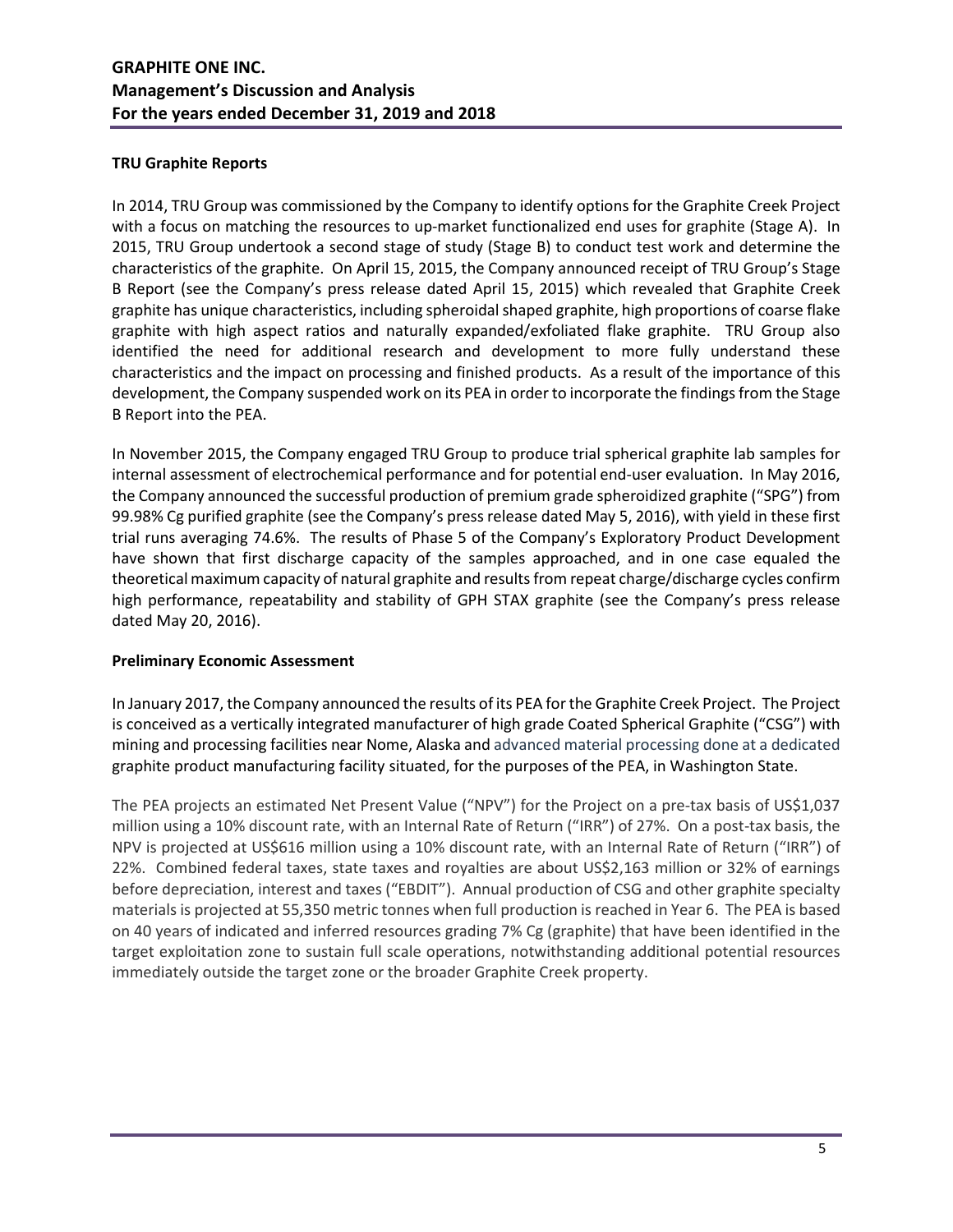**TRU Graphite Reports**

In 2014, TRU Group was commissioned by the Company to identify options for the Graphite Creek Project with a focus on matching the resources to up-market functionalized end uses for graphite (Stage A). In 2015, TRU Group undertook a second stage of study (Stage B) to conduct test work and determine the characteristics of the graphite. On April 15, 2015, the Company announced receipt of TRU Group's Stage B Report (see the Company's press release dated April 15, 2015) which revealed that Graphite Creek graphite has unique characteristics, including spheroidal shaped graphite, high proportions of coarse flake graphite with high aspect ratios and naturally expanded/exfoliated flake graphite. TRU Group also identified the need for additional research and development to more fully understand these characteristics and the impact on processing and finished products. As a result of the importance of this development, the Company suspended work on its PEA in order to incorporate the findings from the Stage B Report into the PEA.

In November 2015, the Company engaged TRU Group to produce trial spherical graphite lab samples for internal assessment of electrochemical performance and for potential end-user evaluation. In May 2016, the Company announced the successful production of premium grade spheroidized graphite ("SPG") from 99.98% Cg purified graphite (see the Company's press release dated May 5, 2016), with yield in these first trial runs averaging 74.6%. The results of Phase 5 of the Company's Exploratory Product Development have shown that first discharge capacity of the samples approached, and in one case equaled the theoretical maximum capacity of natural graphite and results from repeat charge/discharge cycles confirm high performance, repeatability and stability of GPH STAX graphite (see the Company's press release dated May 20, 2016).

**Preliminary Economic Assessment**

In January 2017, the Company announced the results of its PEA for the Graphite Creek Project. The Project is conceived as a vertically integrated manufacturer of high grade Coated Spherical Graphite ("CSG") with mining and processing facilities near Nome, Alaska and advanced material processing done at a dedicated graphite product manufacturing facility situated, for the purposes of the PEA, in Washington State.

The PEA projects an estimated Net Present Value ("NPV") for the Project on a pre-tax basis of US$1,037 million using a 10% discount rate, with an Internal Rate of Return ("IRR") of 27%. On a post-tax basis, the NPV is projected at US$616 million using a 10% discount rate, with an Internal Rate of Return ("IRR") of 22%. Combined federal taxes, state taxes and royalties are about US$2,163 million or 32% of earnings before depreciation, interest and taxes ("EBDIT"). Annual production of CSG and other graphite specialty materials is projected at 55,350 metric tonnes when full production is reached in Year 6. The PEA is based on 40 years of indicated and inferred resources grading 7% Cg (graphite) that have been identified in the target exploitation zone to sustain full scale operations, notwithstanding additional potential resources immediately outside the target zone or the broader Graphite Creek property.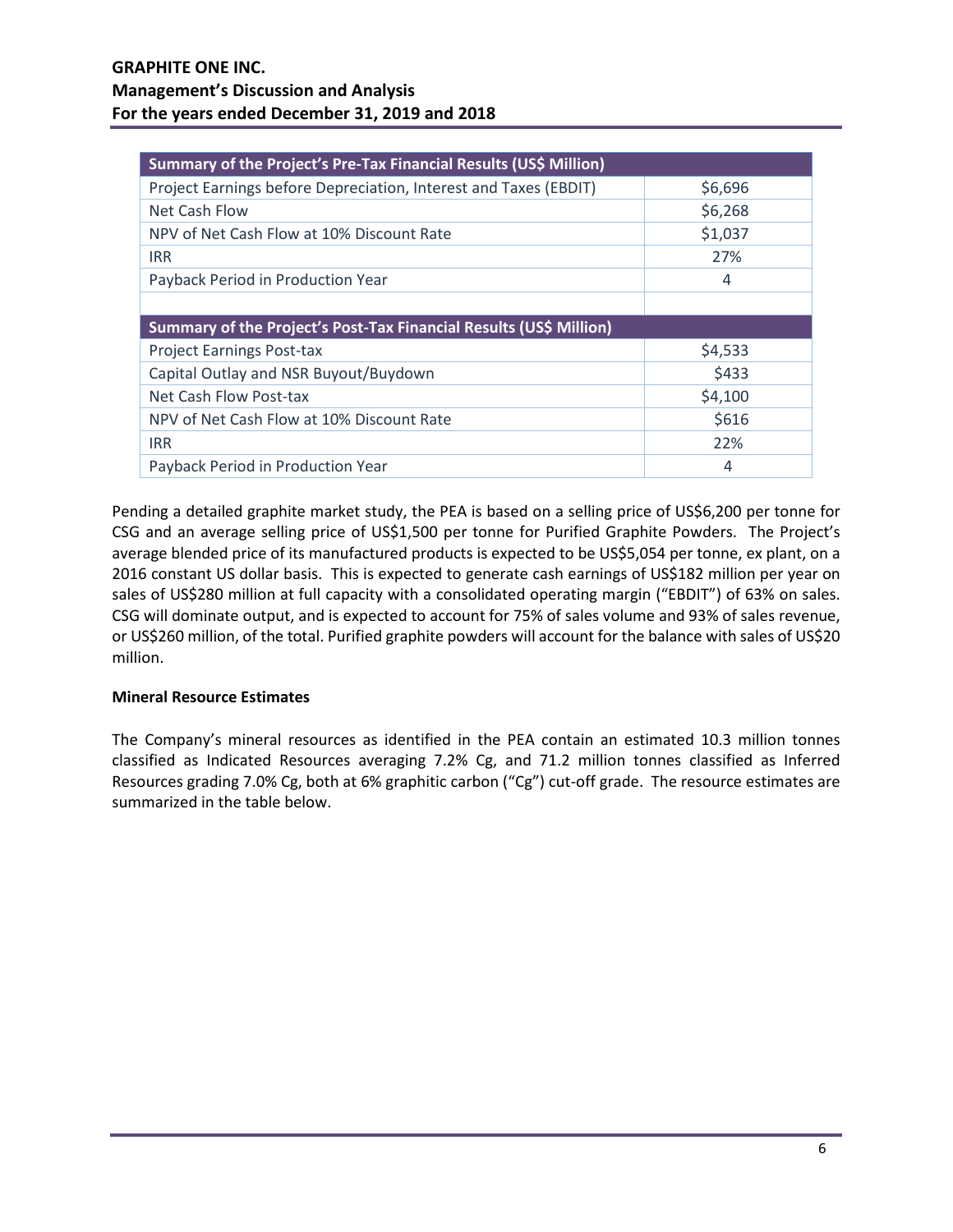| Summary of the Project's Pre-Tax Financial Results (US$ Million) | |
|---|---|
| Project Earnings before Depreciation, Interest and Taxes (EBDIT) | $6,696 |
| Net Cash Flow | $6,268 |
| NPV of Net Cash Flow at 10% Discount Rate | $1,037 |
| IRR | 27% |
| Payback Period in Production Year | 4 |
| | |
| **Summary of the Project's Post-Tax Financial Results (US$ Million)** | |
| Project Earnings Post-tax | $4,533 |
| Capital Outlay and NSR Buyout/Buydown | $433 |
| Net Cash Flow Post-tax | $4,100 |
| NPV of Net Cash Flow at 10% Discount Rate | $616 |
| IRR | 22% |
| Payback Period in Production Year | 4 |

Pending a detailed graphite market study, the PEA is based on a selling price of US$6,200 per tonne for CSG and an average selling price of US$1,500 per tonne for Purified Graphite Powders. The Project's average blended price of its manufactured products is expected to be US$5,054 per tonne, ex plant, on a 2016 constant US dollar basis. This is expected to generate cash earnings of US$182 million per year on sales of US$280 million at full capacity with a consolidated operating margin ("EBDIT") of 63% on sales. CSG will dominate output, and is expected to account for 75% of sales volume and 93% of sales revenue, or US$260 million, of the total. Purified graphite powders will account for the balance with sales of US$20 million.

**Mineral Resource Estimates**

The Company's mineral resources as identified in the PEA contain an estimated 10.3 million tonnes classified as Indicated Resources averaging 7.2% Cg, and 71.2 million tonnes classified as Inferred Resources grading 7.0% Cg, both at 6% graphitic carbon ("Cg") cut-off grade. The resource estimates are summarized in the table below.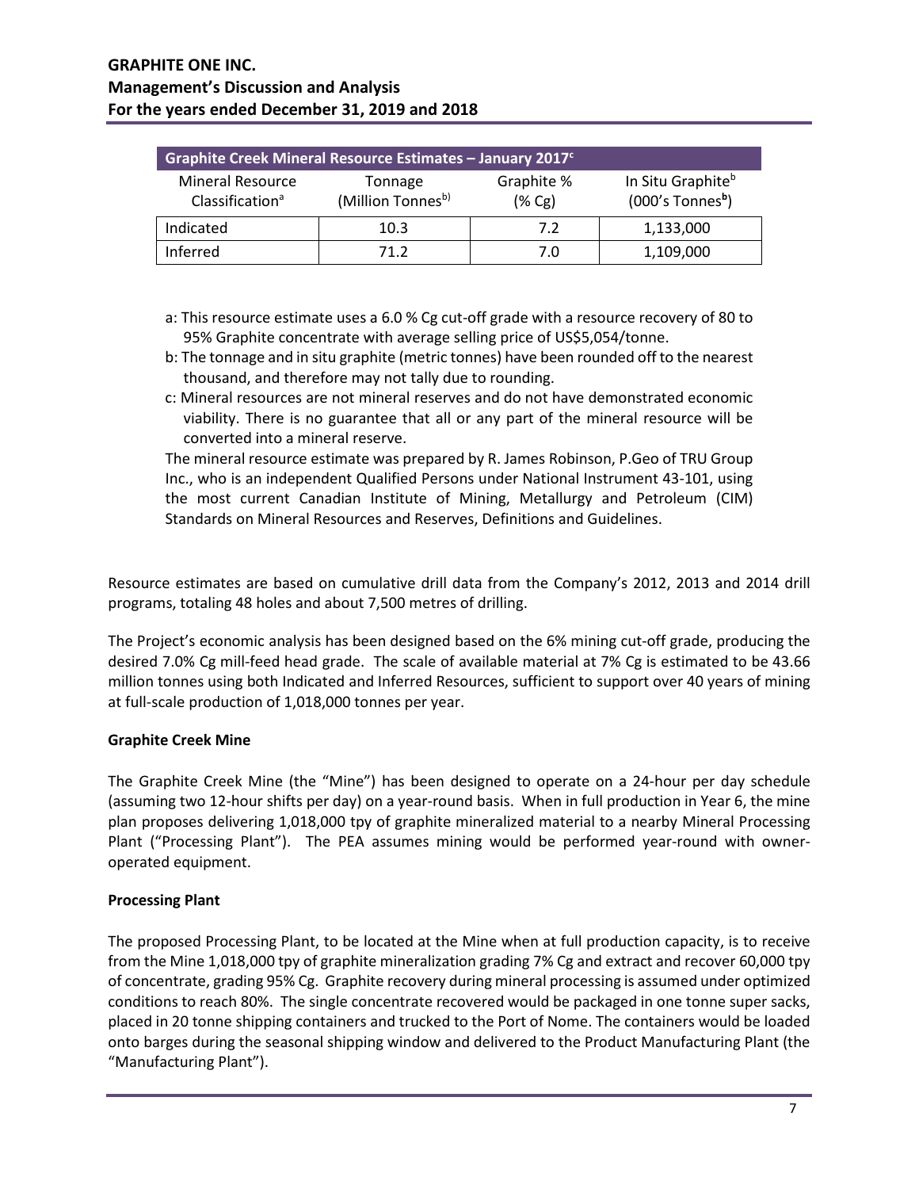| Graphite Creek Mineral Resource Estimates – January 2017[c] | | | |
|---|---|---|---|
| Mineral Resource Classification[a] | Tonnage (Million Tonnes[b]) | Graphite % (% Cg) | In Situ Graphite[b] (000's Tonnes[b]) |
| Indicated | 10.3 | 7.2 | 1,133,000 |
| Inferred | 71.2 | 7.0 | 1,109,000 |

a: This resource estimate uses a 6.0 % Cg cut-off grade with a resource recovery of 80 to 95% Graphite concentrate with average selling price of US$5,054/tonne.

b: The tonnage and in situ graphite (metric tonnes) have been rounded off to the nearest thousand, and therefore may not tally due to rounding.

c: Mineral resources are not mineral reserves and do not have demonstrated economic viability. There is no guarantee that all or any part of the mineral resource will be converted into a mineral reserve.

The mineral resource estimate was prepared by R. James Robinson, P.Geo of TRU Group Inc., who is an independent Qualified Persons under National Instrument 43-101, using the most current Canadian Institute of Mining, Metallurgy and Petroleum (CIM) Standards on Mineral Resources and Reserves, Definitions and Guidelines.

Resource estimates are based on cumulative drill data from the Company's 2012, 2013 and 2014 drill programs, totaling 48 holes and about 7,500 metres of drilling.

The Project's economic analysis has been designed based on the 6% mining cut-off grade, producing the desired 7.0% Cg mill-feed head grade. The scale of available material at 7% Cg is estimated to be 43.66 million tonnes using both Indicated and Inferred Resources, sufficient to support over 40 years of mining at full-scale production of 1,018,000 tonnes per year.

**Graphite Creek Mine**

The Graphite Creek Mine (the "Mine") has been designed to operate on a 24-hour per day schedule (assuming two 12-hour shifts per day) on a year-round basis. When in full production in Year 6, the mine plan proposes delivering 1,018,000 tpy of graphite mineralized material to a nearby Mineral Processing Plant ("Processing Plant"). The PEA assumes mining would be performed year-round with owner-operated equipment.

**Processing Plant**

The proposed Processing Plant, to be located at the Mine when at full production capacity, is to receive from the Mine 1,018,000 tpy of graphite mineralization grading 7% Cg and extract and recover 60,000 tpy of concentrate, grading 95% Cg. Graphite recovery during mineral processing is assumed under optimized conditions to reach 80%. The single concentrate recovered would be packaged in one tonne super sacks, placed in 20 tonne shipping containers and trucked to the Port of Nome. The containers would be loaded onto barges during the seasonal shipping window and delivered to the Product Manufacturing Plant (the "Manufacturing Plant").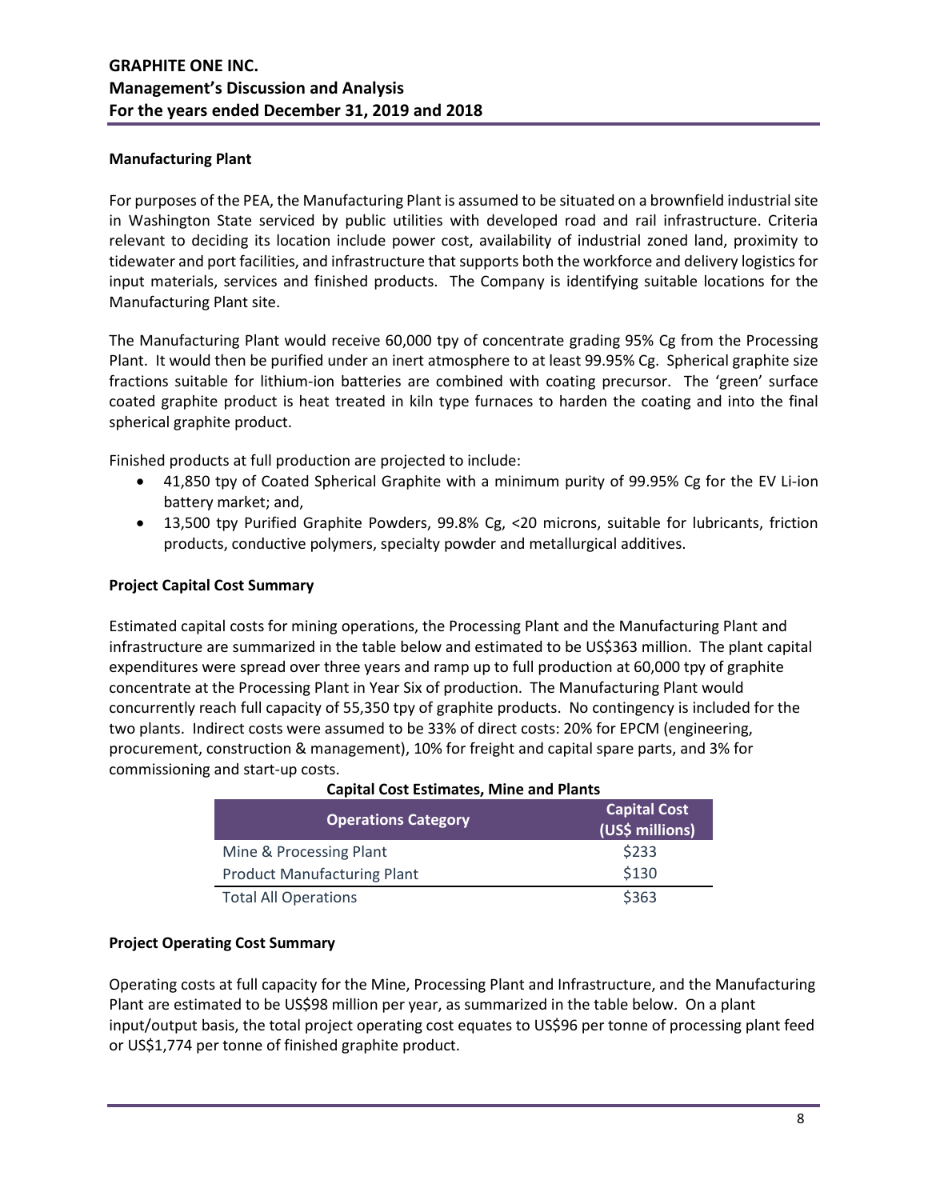### Manufacturing Plant

For purposes of the PEA, the Manufacturing Plant is assumed to be situated on a brownfield industrial site in Washington State serviced by public utilities with developed road and rail infrastructure. Criteria relevant to deciding its location include power cost, availability of industrial zoned land, proximity to tidewater and port facilities, and infrastructure that supports both the workforce and delivery logistics for input materials, services and finished products. The Company is identifying suitable locations for the Manufacturing Plant site.

The Manufacturing Plant would receive 60,000 tpy of concentrate grading 95% Cg from the Processing Plant. It would then be purified under an inert atmosphere to at least 99.95% Cg. Spherical graphite size fractions suitable for lithium-ion batteries are combined with coating precursor. The 'green' surface coated graphite product is heat treated in kiln type furnaces to harden the coating and into the final spherical graphite product.

Finished products at full production are projected to include:

- 41,850 tpy of Coated Spherical Graphite with a minimum purity of 99.95% Cg for the EV Li-ion battery market; and,
- 13,500 tpy Purified Graphite Powders, 99.8% Cg, <20 microns, suitable for lubricants, friction products, conductive polymers, specialty powder and metallurgical additives.

### Project Capital Cost Summary

Estimated capital costs for mining operations, the Processing Plant and the Manufacturing Plant and infrastructure are summarized in the table below and estimated to be US$363 million. The plant capital expenditures were spread over three years and ramp up to full production at 60,000 tpy of graphite concentrate at the Processing Plant in Year Six of production. The Manufacturing Plant would concurrently reach full capacity of 55,350 tpy of graphite products. No contingency is included for the two plants. Indirect costs were assumed to be 33% of direct costs: 20% for EPCM (engineering, procurement, construction & management), 10% for freight and capital spare parts, and 3% for commissioning and start-up costs.

**Capital Cost Estimates, Mine and Plants**

| Operations Category | Capital Cost (US$ millions) |
|---|---|
| Mine & Processing Plant | $233 |
| Product Manufacturing Plant | $130 |
| Total All Operations | $363 |

### Project Operating Cost Summary

Operating costs at full capacity for the Mine, Processing Plant and Infrastructure, and the Manufacturing Plant are estimated to be US$98 million per year, as summarized in the table below. On a plant input/output basis, the total project operating cost equates to US$96 per tonne of processing plant feed or US$1,774 per tonne of finished graphite product.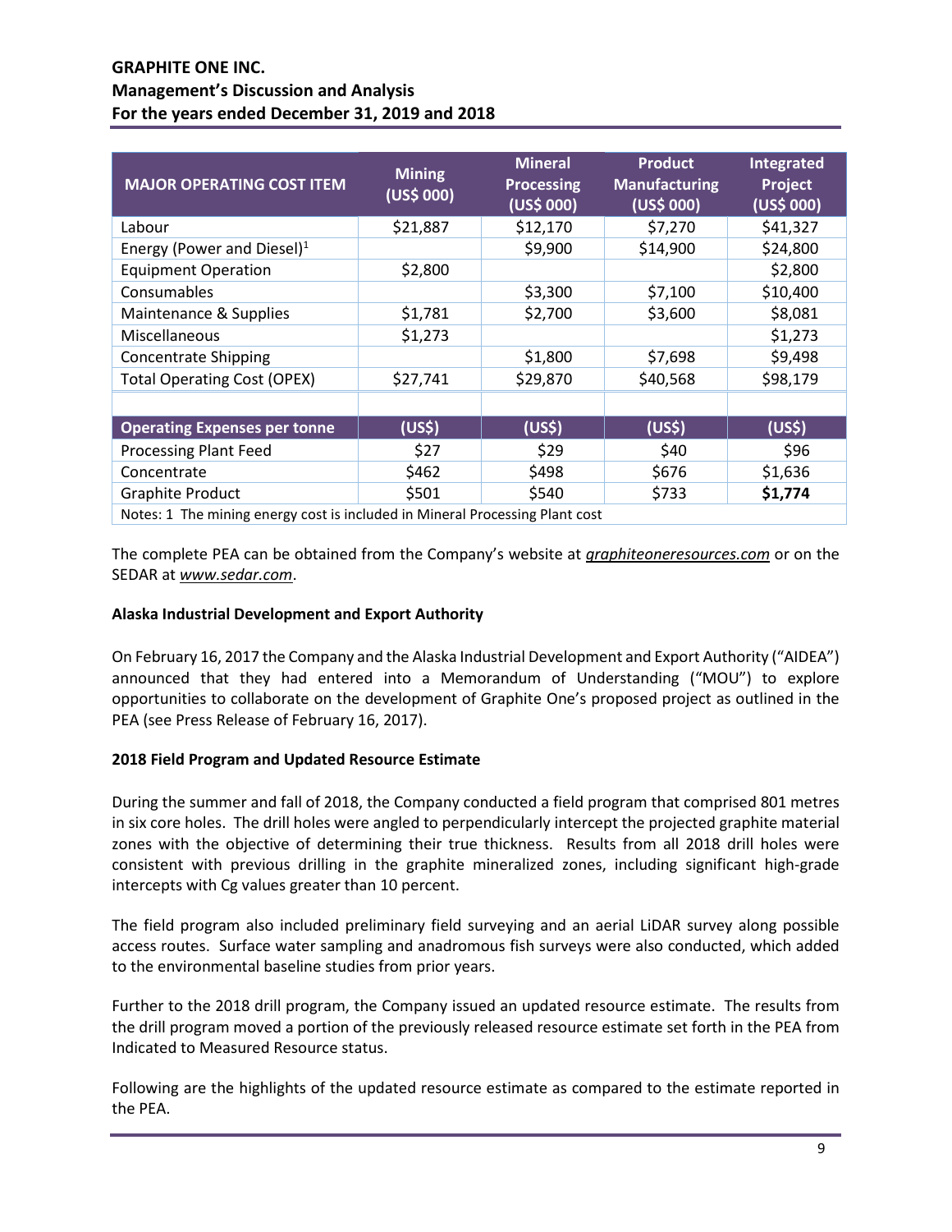| MAJOR OPERATING COST ITEM | Mining (US$ 000) | Mineral Processing (US$ 000) | Product Manufacturing (US$ 000) | Integrated Project (US$ 000) |
|---|---|---|---|---|
| Labour | $21,887 | $12,170 | $7,270 | $41,327 |
| Energy (Power and Diesel)[1] | | $9,900 | $14,900 | $24,800 |
| Equipment Operation | $2,800 | | | $2,800 |
| Consumables | | $3,300 | $7,100 | $10,400 |
| Maintenance & Supplies | $1,781 | $2,700 | $3,600 | $8,081 |
| Miscellaneous | $1,273 | | | $1,273 |
| Concentrate Shipping | | $1,800 | $7,698 | $9,498 |
| Total Operating Cost (OPEX) | $27,741 | $29,870 | $40,568 | $98,179 |
| | | | | |
| **Operating Expenses per tonne** | **(US$)** | **(US$)** | **(US$)** | **(US$)** |
| Processing Plant Feed | $27 | $29 | $40 | $96 |
| Concentrate | $462 | $498 | $676 | $1,636 |
| Graphite Product | $501 | $540 | $733 | **$1,774** |
| Notes: 1 The mining energy cost is included in Mineral Processing Plant cost | | | | |

The complete PEA can be obtained from the Company's website at *graphiteoneresources.com* or on the SEDAR at *www.sedar.com*.

**Alaska Industrial Development and Export Authority**

On February 16, 2017 the Company and the Alaska Industrial Development and Export Authority ("AIDEA") announced that they had entered into a Memorandum of Understanding ("MOU") to explore opportunities to collaborate on the development of Graphite One's proposed project as outlined in the PEA (see Press Release of February 16, 2017).

**2018 Field Program and Updated Resource Estimate**

During the summer and fall of 2018, the Company conducted a field program that comprised 801 metres in six core holes. The drill holes were angled to perpendicularly intercept the projected graphite material zones with the objective of determining their true thickness. Results from all 2018 drill holes were consistent with previous drilling in the graphite mineralized zones, including significant high-grade intercepts with Cg values greater than 10 percent.

The field program also included preliminary field surveying and an aerial LiDAR survey along possible access routes. Surface water sampling and anadromous fish surveys were also conducted, which added to the environmental baseline studies from prior years.

Further to the 2018 drill program, the Company issued an updated resource estimate. The results from the drill program moved a portion of the previously released resource estimate set forth in the PEA from Indicated to Measured Resource status.

Following are the highlights of the updated resource estimate as compared to the estimate reported in the PEA.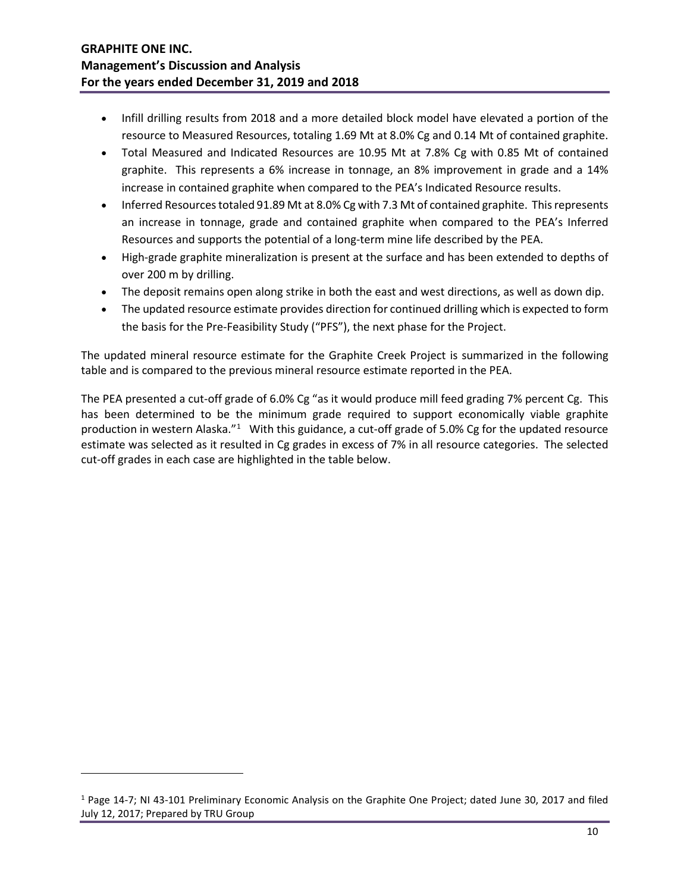- Infill drilling results from 2018 and a more detailed block model have elevated a portion of the resource to Measured Resources, totaling 1.69 Mt at 8.0% Cg and 0.14 Mt of contained graphite.
- Total Measured and Indicated Resources are 10.95 Mt at 7.8% Cg with 0.85 Mt of contained graphite. This represents a 6% increase in tonnage, an 8% improvement in grade and a 14% increase in contained graphite when compared to the PEA's Indicated Resource results.
- Inferred Resources totaled 91.89 Mt at 8.0% Cg with 7.3 Mt of contained graphite. This represents an increase in tonnage, grade and contained graphite when compared to the PEA's Inferred Resources and supports the potential of a long-term mine life described by the PEA.
- High-grade graphite mineralization is present at the surface and has been extended to depths of over 200 m by drilling.
- The deposit remains open along strike in both the east and west directions, as well as down dip.
- The updated resource estimate provides direction for continued drilling which is expected to form the basis for the Pre-Feasibility Study ("PFS"), the next phase for the Project.

The updated mineral resource estimate for the Graphite Creek Project is summarized in the following table and is compared to the previous mineral resource estimate reported in the PEA.

The PEA presented a cut-off grade of 6.0% Cg "as it would produce mill feed grading 7% percent Cg. This has been determined to be the minimum grade required to support economically viable graphite production in western Alaska."[1] With this guidance, a cut-off grade of 5.0% Cg for the updated resource estimate was selected as it resulted in Cg grades in excess of 7% in all resource categories. The selected cut-off grades in each case are highlighted in the table below.

[1] Page 14-7; NI 43-101 Preliminary Economic Analysis on the Graphite One Project; dated June 30, 2017 and filed July 12, 2017; Prepared by TRU Group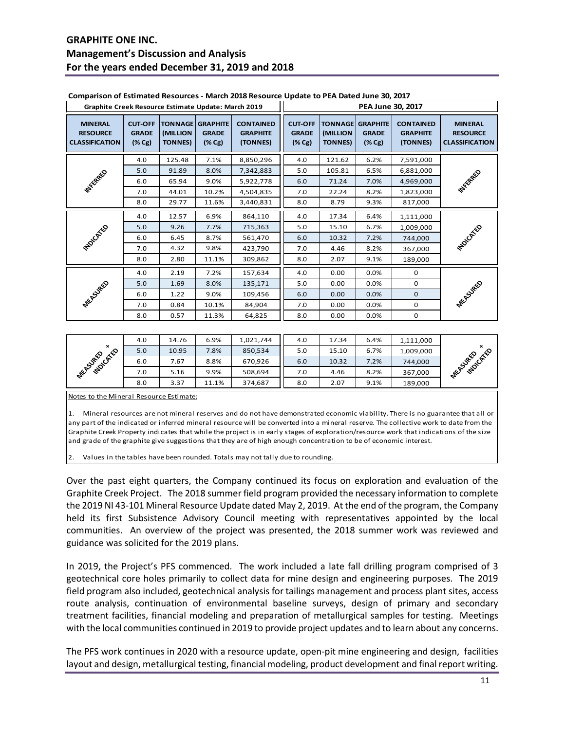**Comparison of Estimated Resources - March 2018 Resource Update to PEA Dated June 30, 2017**

| Graphite Creek Resource Estimate Update: March 2019 | | | | | PEA June 30, 2017 | | | | |
|---|---|---|---|---|---|---|---|---|---|
| MINERAL RESOURCE CLASSIFICATION | CUT-OFF GRADE (% Cg) | TONNAGE (MILLION TONNES) | GRAPHITE GRADE (% Cg) | CONTAINED GRAPHITE (TONNES) | CUT-OFF GRADE (% Cg) | TONNAGE (MILLION TONNES) | GRAPHITE GRADE (% Cg) | CONTAINED GRAPHITE (TONNES) | MINERAL RESOURCE CLASSIFICATION |
| INFERRED | 4.0 | 125.48 | 7.1% | 8,850,296 | 4.0 | 121.62 | 6.2% | 7,591,000 | INFERRED |
| | 5.0 | 91.89 | 8.0% | 7,342,883 | 5.0 | 105.81 | 6.5% | 6,881,000 | |
| | 6.0 | 65.94 | 9.0% | 5,922,778 | 6.0 | 71.24 | 7.0% | 4,969,000 | |
| | 7.0 | 44.01 | 10.2% | 4,504,835 | 7.0 | 22.24 | 8.2% | 1,823,000 | |
| | 8.0 | 29.77 | 11.6% | 3,440,831 | 8.0 | 8.79 | 9.3% | 817,000 | |
| INDICATED | 4.0 | 12.57 | 6.9% | 864,110 | 4.0 | 17.34 | 6.4% | 1,111,000 | INDICATED |
| | 5.0 | 9.26 | 7.7% | 715,363 | 5.0 | 15.10 | 6.7% | 1,009,000 | |
| | 6.0 | 6.45 | 8.7% | 561,470 | 6.0 | 10.32 | 7.2% | 744,000 | |
| | 7.0 | 4.32 | 9.8% | 423,790 | 7.0 | 4.46 | 8.2% | 367,000 | |
| | 8.0 | 2.80 | 11.1% | 309,862 | 8.0 | 2.07 | 9.1% | 189,000 | |
| MEASURED | 4.0 | 2.19 | 7.2% | 157,634 | 4.0 | 0.00 | 0.0% | 0 | MEASURED |
| | 5.0 | 1.69 | 8.0% | 135,171 | 5.0 | 0.00 | 0.0% | 0 | |
| | 6.0 | 1.22 | 9.0% | 109,456 | 6.0 | 0.00 | 0.0% | 0 | |
| | 7.0 | 0.84 | 10.1% | 84,904 | 7.0 | 0.00 | 0.0% | 0 | |
| | 8.0 | 0.57 | 11.3% | 64,825 | 8.0 | 0.00 | 0.0% | 0 | |
| MEASURED + INDICATED | 4.0 | 14.76 | 6.9% | 1,021,744 | 4.0 | 17.34 | 6.4% | 1,111,000 | MEASURED + INDICATED |
| | 5.0 | 10.95 | 7.8% | 850,534 | 5.0 | 15.10 | 6.7% | 1,009,000 | |
| | 6.0 | 7.67 | 8.8% | 670,926 | 6.0 | 10.32 | 7.2% | 744,000 | |
| | 7.0 | 5.16 | 9.9% | 508,694 | 7.0 | 4.46 | 8.2% | 367,000 | |
| | 8.0 | 3.37 | 11.1% | 374,687 | 8.0 | 2.07 | 9.1% | 189,000 | |

Notes to the Mineral Resource Estimate:

1. Mineral resources are not mineral reserves and do not have demonstrated economic viability. There is no guarantee that all or any part of the indicated or inferred mineral resource will be converted into a mineral reserve. The collective work to date from the Graphite Creek Property indicates that while the project is in early stages of exploration/resource work that indications of the size and grade of the graphite give suggestions that they are of high enough concentration to be of economic interest.

2. Values in the tables have been rounded. Totals may not tally due to rounding.

Over the past eight quarters, the Company continued its focus on exploration and evaluation of the Graphite Creek Project. The 2018 summer field program provided the necessary information to complete the 2019 NI 43-101 Mineral Resource Update dated May 2, 2019. At the end of the program, the Company held its first Subsistence Advisory Council meeting with representatives appointed by the local communities. An overview of the project was presented, the 2018 summer work was reviewed and guidance was solicited for the 2019 plans.

In 2019, the Project's PFS commenced. The work included a late fall drilling program comprised of 3 geotechnical core holes primarily to collect data for mine design and engineering purposes. The 2019 field program also included, geotechnical analysis for tailings management and process plant sites, access route analysis, continuation of environmental baseline surveys, design of primary and secondary treatment facilities, financial modeling and preparation of metallurgical samples for testing. Meetings with the local communities continued in 2019 to provide project updates and to learn about any concerns.

The PFS work continues in 2020 with a resource update, open-pit mine engineering and design, facilities layout and design, metallurgical testing, financial modeling, product development and final report writing.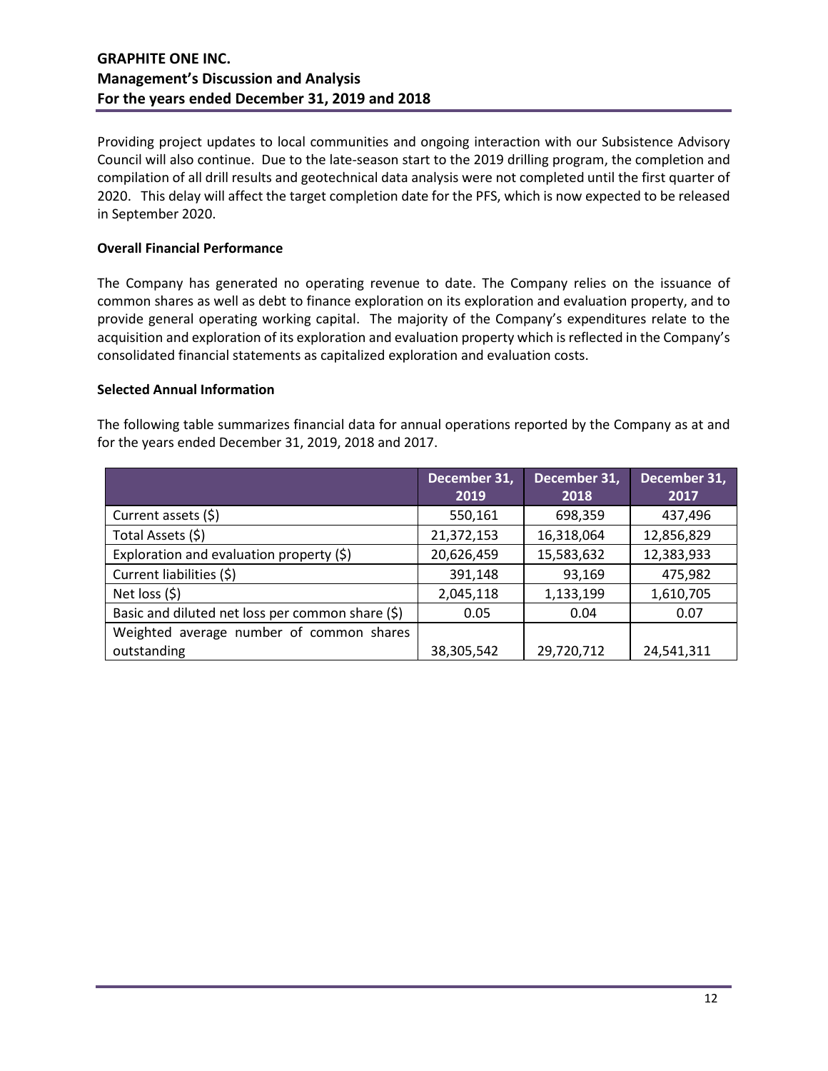Providing project updates to local communities and ongoing interaction with our Subsistence Advisory Council will also continue. Due to the late-season start to the 2019 drilling program, the completion and compilation of all drill results and geotechnical data analysis were not completed until the first quarter of 2020. This delay will affect the target completion date for the PFS, which is now expected to be released in September 2020.

**Overall Financial Performance**

The Company has generated no operating revenue to date. The Company relies on the issuance of common shares as well as debt to finance exploration on its exploration and evaluation property, and to provide general operating working capital. The majority of the Company's expenditures relate to the acquisition and exploration of its exploration and evaluation property which is reflected in the Company's consolidated financial statements as capitalized exploration and evaluation costs.

**Selected Annual Information**

The following table summarizes financial data for annual operations reported by the Company as at and for the years ended December 31, 2019, 2018 and 2017.

| | December 31, 2019 | December 31, 2018 | December 31, 2017 |
|---|---|---|---|
| Current assets ($) | 550,161 | 698,359 | 437,496 |
| Total Assets ($) | 21,372,153 | 16,318,064 | 12,856,829 |
| Exploration and evaluation property ($) | 20,626,459 | 15,583,632 | 12,383,933 |
| Current liabilities ($) | 391,148 | 93,169 | 475,982 |
| Net loss ($) | 2,045,118 | 1,133,199 | 1,610,705 |
| Basic and diluted net loss per common share ($) | 0.05 | 0.04 | 0.07 |
| Weighted average number of common shares outstanding | 38,305,542 | 29,720,712 | 24,541,311 |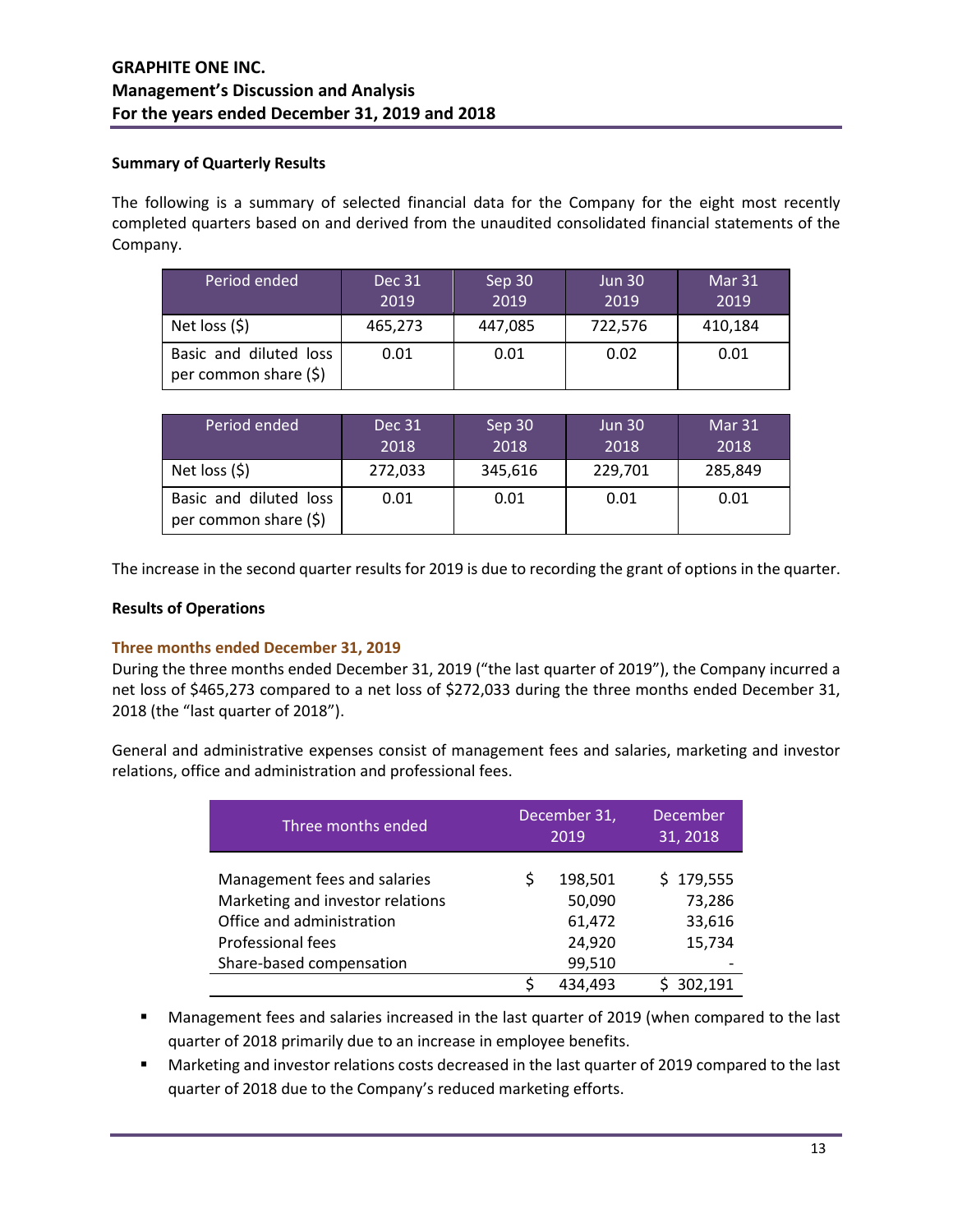**Summary of Quarterly Results**

The following is a summary of selected financial data for the Company for the eight most recently completed quarters based on and derived from the unaudited consolidated financial statements of the Company.

| Period ended | Dec 31 2019 | Sep 30 2019 | Jun 30 2019 | Mar 31 2019 |
|---|---|---|---|---|
| Net loss ($) | 465,273 | 447,085 | 722,576 | 410,184 |
| Basic and diluted loss per common share ($) | 0.01 | 0.01 | 0.02 | 0.01 |

| Period ended | Dec 31 2018 | Sep 30 2018 | Jun 30 2018 | Mar 31 2018 |
|---|---|---|---|---|
| Net loss ($) | 272,033 | 345,616 | 229,701 | 285,849 |
| Basic and diluted loss per common share ($) | 0.01 | 0.01 | 0.01 | 0.01 |

The increase in the second quarter results for 2019 is due to recording the grant of options in the quarter.

**Results of Operations**

**Three months ended December 31, 2019**

During the three months ended December 31, 2019 ("the last quarter of 2019"), the Company incurred a net loss of $465,273 compared to a net loss of $272,033 during the three months ended December 31, 2018 (the "last quarter of 2018").

General and administrative expenses consist of management fees and salaries, marketing and investor relations, office and administration and professional fees.

| Three months ended | December 31, 2019 | December 31, 2018 |
|---|---|---|
| Management fees and salaries | $ 198,501 | $ 179,555 |
| Marketing and investor relations | 50,090 | 73,286 |
| Office and administration | 61,472 | 33,616 |
| Professional fees | 24,920 | 15,734 |
| Share-based compensation | 99,510 | - |
| | $ 434,493 | $ 302,191 |

- Management fees and salaries increased in the last quarter of 2019 (when compared to the last quarter of 2018 primarily due to an increase in employee benefits.
- Marketing and investor relations costs decreased in the last quarter of 2019 compared to the last quarter of 2018 due to the Company's reduced marketing efforts.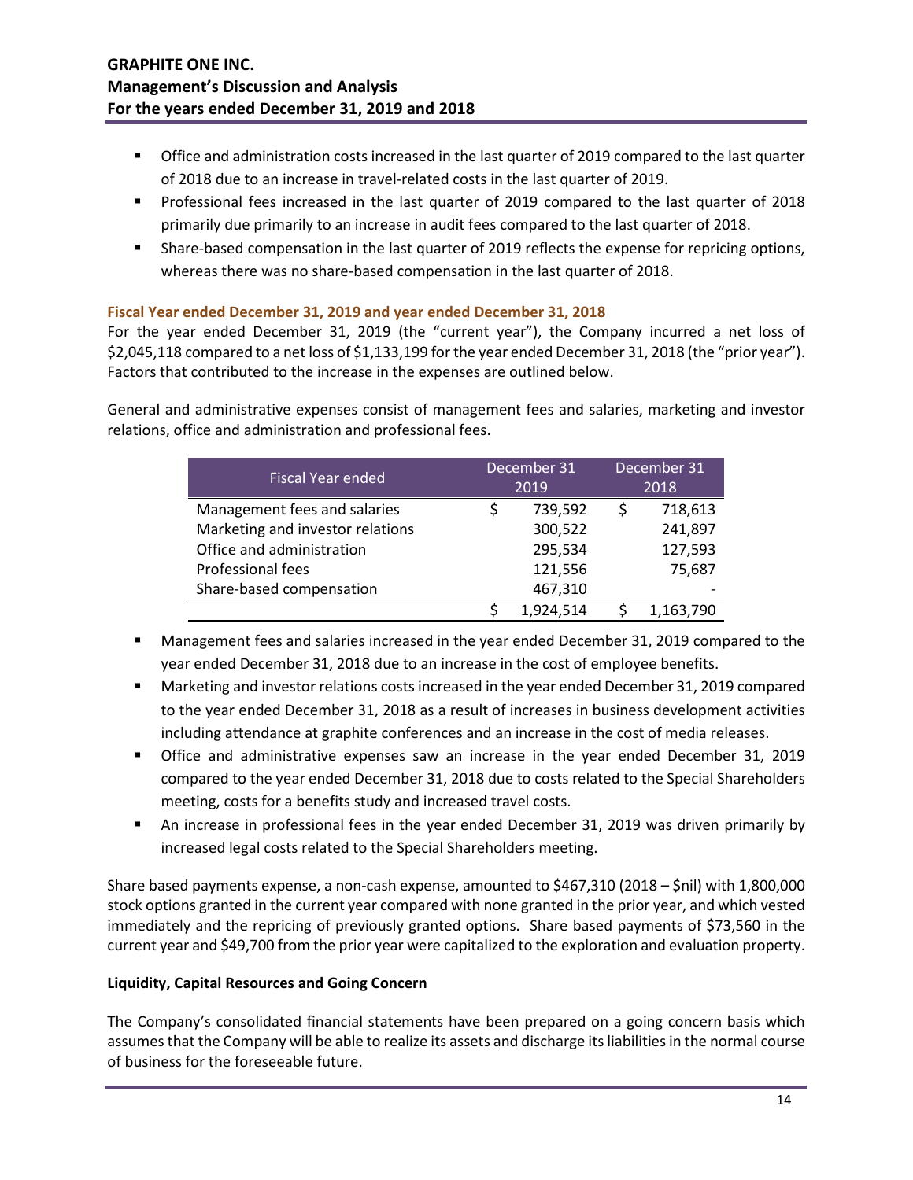- Office and administration costs increased in the last quarter of 2019 compared to the last quarter of 2018 due to an increase in travel-related costs in the last quarter of 2019.
- Professional fees increased in the last quarter of 2019 compared to the last quarter of 2018 primarily due primarily to an increase in audit fees compared to the last quarter of 2018.
- Share-based compensation in the last quarter of 2019 reflects the expense for repricing options, whereas there was no share-based compensation in the last quarter of 2018.

### Fiscal Year ended December 31, 2019 and year ended December 31, 2018

For the year ended December 31, 2019 (the "current year"), the Company incurred a net loss of $2,045,118 compared to a net loss of $1,133,199 for the year ended December 31, 2018 (the "prior year"). Factors that contributed to the increase in the expenses are outlined below.

General and administrative expenses consist of management fees and salaries, marketing and investor relations, office and administration and professional fees.

| Fiscal Year ended | December 31 2019 | December 31 2018 |
|---|---|---|
| Management fees and salaries | $ 739,592 | $ 718,613 |
| Marketing and investor relations | 300,522 | 241,897 |
| Office and administration | 295,534 | 127,593 |
| Professional fees | 121,556 | 75,687 |
| Share-based compensation | 467,310 | - |
| | $ 1,924,514 | $ 1,163,790 |

- Management fees and salaries increased in the year ended December 31, 2019 compared to the year ended December 31, 2018 due to an increase in the cost of employee benefits.
- Marketing and investor relations costs increased in the year ended December 31, 2019 compared to the year ended December 31, 2018 as a result of increases in business development activities including attendance at graphite conferences and an increase in the cost of media releases.
- Office and administrative expenses saw an increase in the year ended December 31, 2019 compared to the year ended December 31, 2018 due to costs related to the Special Shareholders meeting, costs for a benefits study and increased travel costs.
- An increase in professional fees in the year ended December 31, 2019 was driven primarily by increased legal costs related to the Special Shareholders meeting.

Share based payments expense, a non-cash expense, amounted to $467,310 (2018 – $nil) with 1,800,000 stock options granted in the current year compared with none granted in the prior year, and which vested immediately and the repricing of previously granted options. Share based payments of $73,560 in the current year and $49,700 from the prior year were capitalized to the exploration and evaluation property.

**Liquidity, Capital Resources and Going Concern**

The Company's consolidated financial statements have been prepared on a going concern basis which assumes that the Company will be able to realize its assets and discharge its liabilities in the normal course of business for the foreseeable future.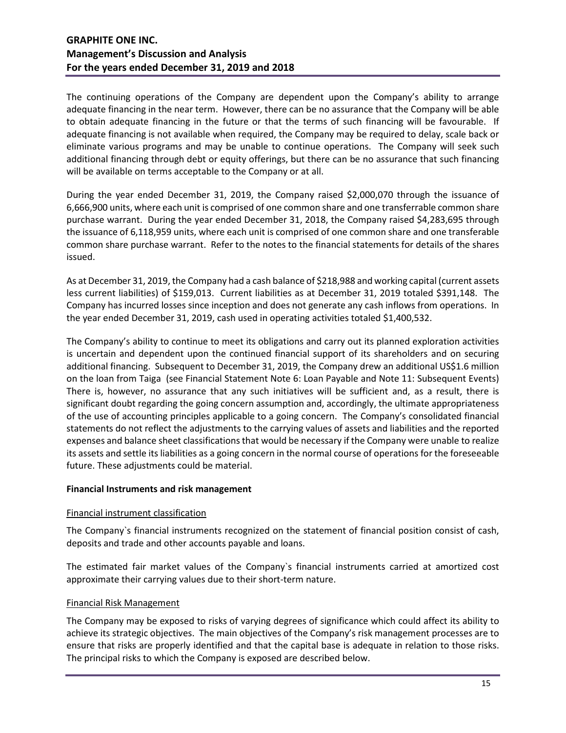The continuing operations of the Company are dependent upon the Company's ability to arrange adequate financing in the near term. However, there can be no assurance that the Company will be able to obtain adequate financing in the future or that the terms of such financing will be favourable. If adequate financing is not available when required, the Company may be required to delay, scale back or eliminate various programs and may be unable to continue operations. The Company will seek such additional financing through debt or equity offerings, but there can be no assurance that such financing will be available on terms acceptable to the Company or at all.

During the year ended December 31, 2019, the Company raised $2,000,070 through the issuance of 6,666,900 units, where each unit is comprised of one common share and one transferrable common share purchase warrant. During the year ended December 31, 2018, the Company raised $4,283,695 through the issuance of 6,118,959 units, where each unit is comprised of one common share and one transferable common share purchase warrant. Refer to the notes to the financial statements for details of the shares issued.

As at December 31, 2019, the Company had a cash balance of $218,988 and working capital (current assets less current liabilities) of $159,013. Current liabilities as at December 31, 2019 totaled $391,148. The Company has incurred losses since inception and does not generate any cash inflows from operations. In the year ended December 31, 2019, cash used in operating activities totaled $1,400,532.

The Company's ability to continue to meet its obligations and carry out its planned exploration activities is uncertain and dependent upon the continued financial support of its shareholders and on securing additional financing. Subsequent to December 31, 2019, the Company drew an additional US$1.6 million on the loan from Taiga (see Financial Statement Note 6: Loan Payable and Note 11: Subsequent Events) There is, however, no assurance that any such initiatives will be sufficient and, as a result, there is significant doubt regarding the going concern assumption and, accordingly, the ultimate appropriateness of the use of accounting principles applicable to a going concern. The Company's consolidated financial statements do not reflect the adjustments to the carrying values of assets and liabilities and the reported expenses and balance sheet classifications that would be necessary if the Company were unable to realize its assets and settle its liabilities as a going concern in the normal course of operations for the foreseeable future. These adjustments could be material.

**Financial Instruments and risk management**

Financial instrument classification

The Company`s financial instruments recognized on the statement of financial position consist of cash, deposits and trade and other accounts payable and loans.

The estimated fair market values of the Company`s financial instruments carried at amortized cost approximate their carrying values due to their short-term nature.

Financial Risk Management

The Company may be exposed to risks of varying degrees of significance which could affect its ability to achieve its strategic objectives. The main objectives of the Company's risk management processes are to ensure that risks are properly identified and that the capital base is adequate in relation to those risks. The principal risks to which the Company is exposed are described below.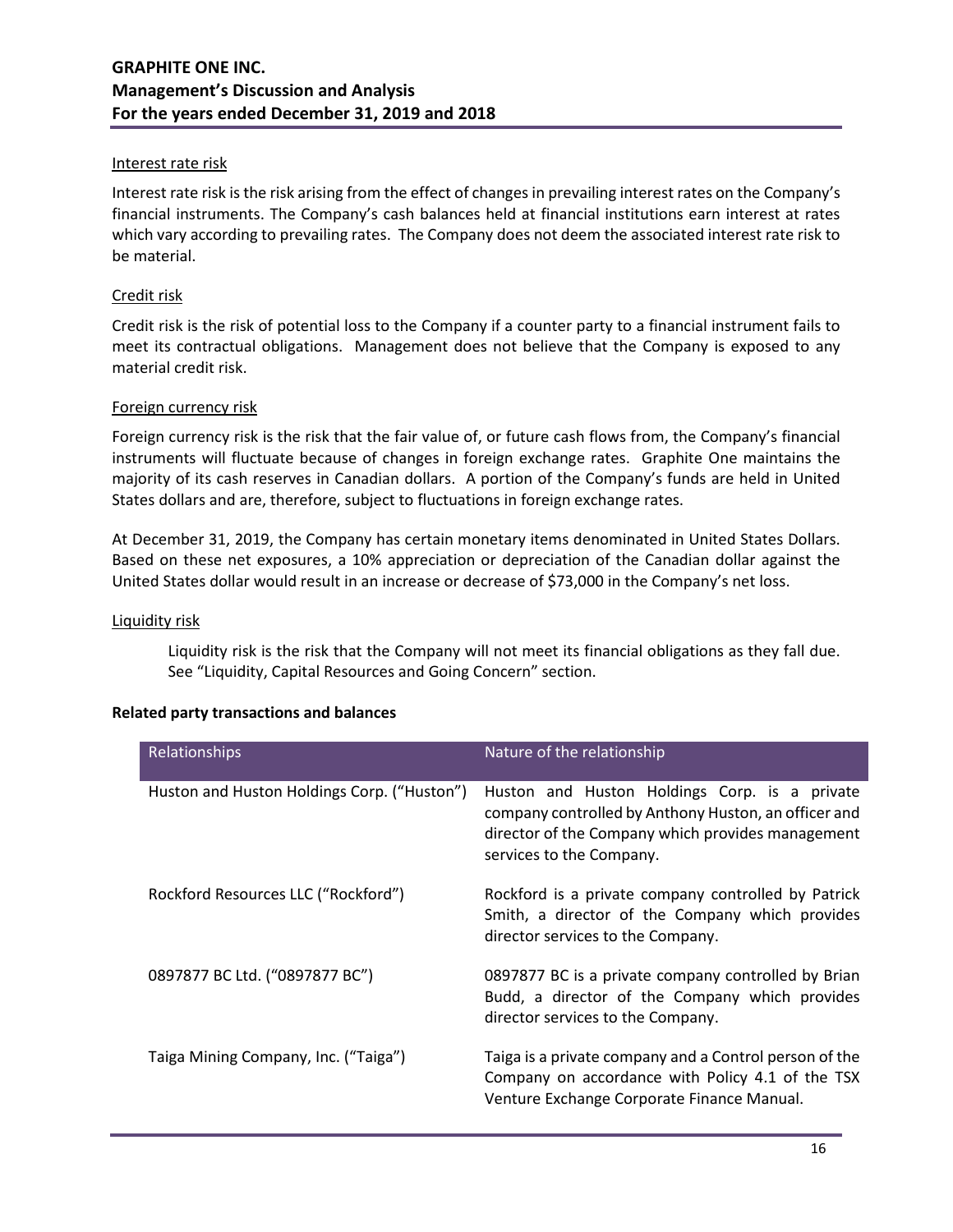Interest rate risk

Interest rate risk is the risk arising from the effect of changes in prevailing interest rates on the Company's financial instruments. The Company's cash balances held at financial institutions earn interest at rates which vary according to prevailing rates. The Company does not deem the associated interest rate risk to be material.

Credit risk

Credit risk is the risk of potential loss to the Company if a counter party to a financial instrument fails to meet its contractual obligations. Management does not believe that the Company is exposed to any material credit risk.

Foreign currency risk

Foreign currency risk is the risk that the fair value of, or future cash flows from, the Company's financial instruments will fluctuate because of changes in foreign exchange rates. Graphite One maintains the majority of its cash reserves in Canadian dollars. A portion of the Company's funds are held in United States dollars and are, therefore, subject to fluctuations in foreign exchange rates.

At December 31, 2019, the Company has certain monetary items denominated in United States Dollars. Based on these net exposures, a 10% appreciation or depreciation of the Canadian dollar against the United States dollar would result in an increase or decrease of $73,000 in the Company's net loss.

Liquidity risk

Liquidity risk is the risk that the Company will not meet its financial obligations as they fall due. See "Liquidity, Capital Resources and Going Concern" section.

**Related party transactions and balances**

| Relationships | Nature of the relationship |
| --- | --- |
| Huston and Huston Holdings Corp. ("Huston") | Huston and Huston Holdings Corp. is a private company controlled by Anthony Huston, an officer and director of the Company which provides management services to the Company. |
| Rockford Resources LLC ("Rockford") | Rockford is a private company controlled by Patrick Smith, a director of the Company which provides director services to the Company. |
| 0897877 BC Ltd. ("0897877 BC") | 0897877 BC is a private company controlled by Brian Budd, a director of the Company which provides director services to the Company. |
| Taiga Mining Company, Inc. ("Taiga") | Taiga is a private company and a Control person of the Company on accordance with Policy 4.1 of the TSX Venture Exchange Corporate Finance Manual. |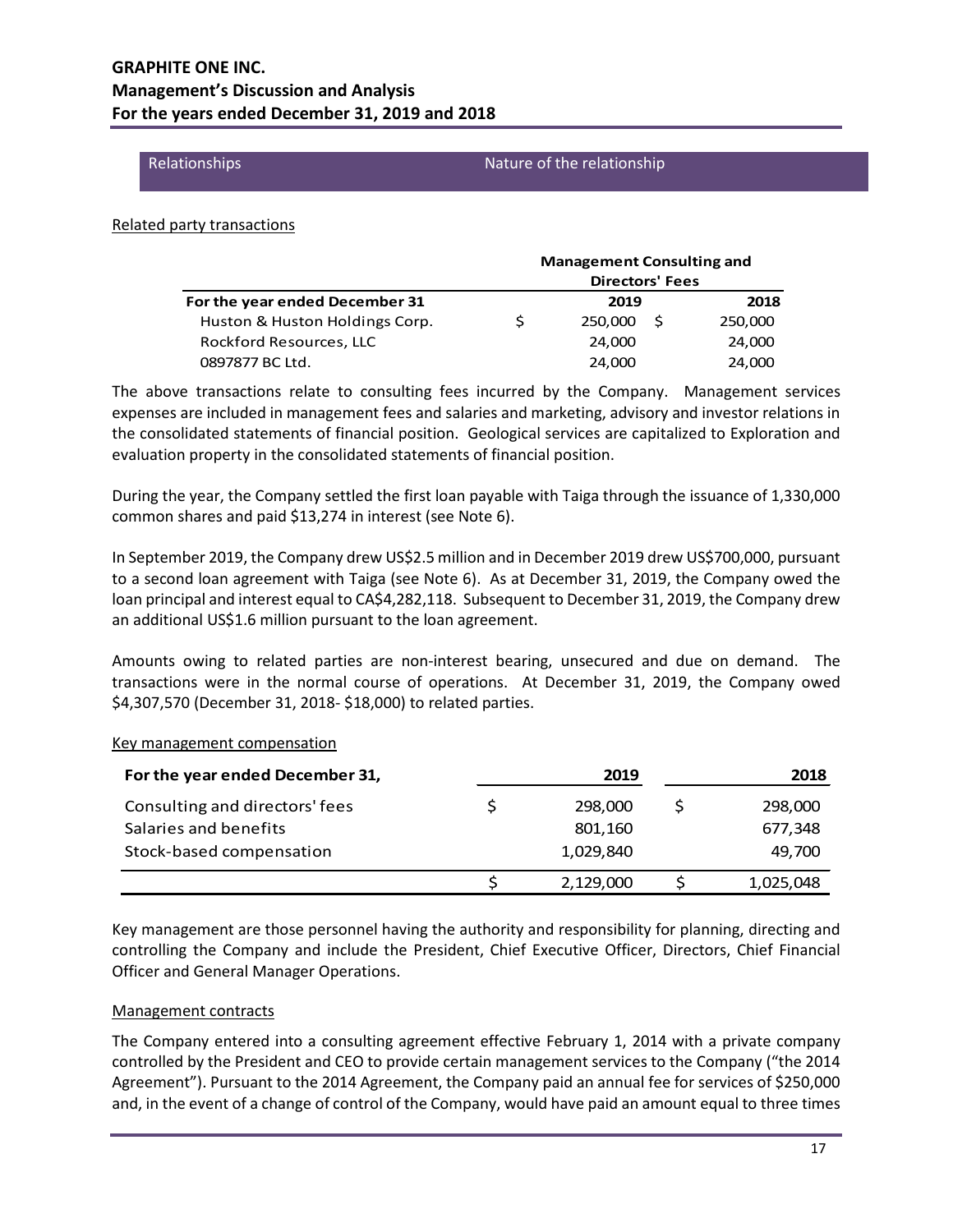| Relationships | Nature of the relationship |
|---|---|

Related party transactions

| | Management Consulting and Directors' Fees | |
|---|---|---|
| For the year ended December 31 | 2019 | 2018 |
| Huston & Huston Holdings Corp. | $ 250,000 | $ 250,000 |
| Rockford Resources, LLC | 24,000 | 24,000 |
| 0897877 BC Ltd. | 24,000 | 24,000 |

The above transactions relate to consulting fees incurred by the Company. Management services expenses are included in management fees and salaries and marketing, advisory and investor relations in the consolidated statements of financial position. Geological services are capitalized to Exploration and evaluation property in the consolidated statements of financial position.

During the year, the Company settled the first loan payable with Taiga through the issuance of 1,330,000 common shares and paid $13,274 in interest (see Note 6).

In September 2019, the Company drew US$2.5 million and in December 2019 drew US$700,000, pursuant to a second loan agreement with Taiga (see Note 6). As at December 31, 2019, the Company owed the loan principal and interest equal to CA$4,282,118. Subsequent to December 31, 2019, the Company drew an additional US$1.6 million pursuant to the loan agreement.

Amounts owing to related parties are non-interest bearing, unsecured and due on demand. The transactions were in the normal course of operations. At December 31, 2019, the Company owed $4,307,570 (December 31, 2018- $18,000) to related parties.

Key management compensation

| For the year ended December 31, | 2019 | 2018 |
|---|---|---|
| Consulting and directors' fees | $ 298,000 | $ 298,000 |
| Salaries and benefits | 801,160 | 677,348 |
| Stock-based compensation | 1,029,840 | 49,700 |
| | $ 2,129,000 | $ 1,025,048 |

Key management are those personnel having the authority and responsibility for planning, directing and controlling the Company and include the President, Chief Executive Officer, Directors, Chief Financial Officer and General Manager Operations.

Management contracts

The Company entered into a consulting agreement effective February 1, 2014 with a private company controlled by the President and CEO to provide certain management services to the Company ("the 2014 Agreement"). Pursuant to the 2014 Agreement, the Company paid an annual fee for services of $250,000 and, in the event of a change of control of the Company, would have paid an amount equal to three times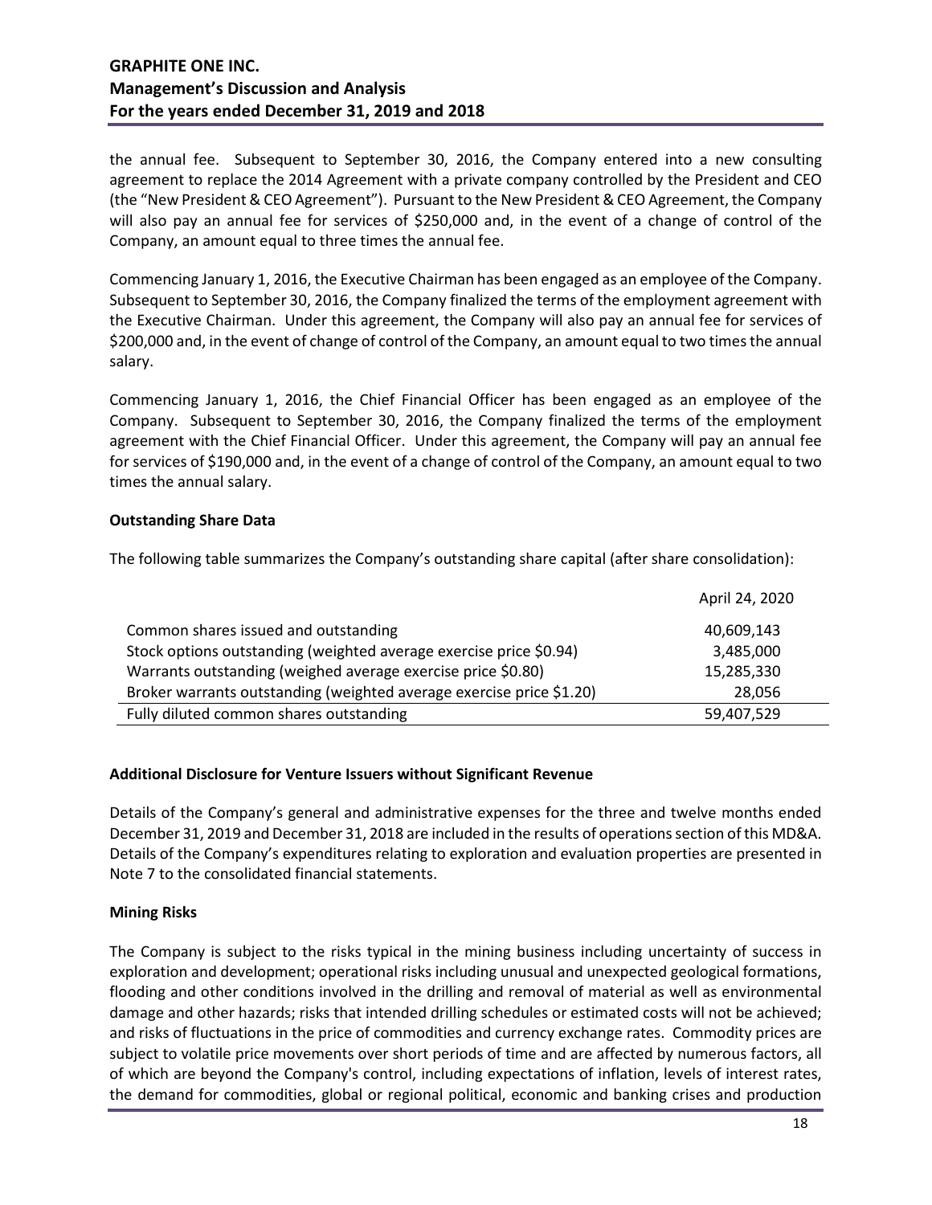the annual fee. Subsequent to September 30, 2016, the Company entered into a new consulting agreement to replace the 2014 Agreement with a private company controlled by the President and CEO (the "New President & CEO Agreement"). Pursuant to the New President & CEO Agreement, the Company will also pay an annual fee for services of $250,000 and, in the event of a change of control of the Company, an amount equal to three times the annual fee.

Commencing January 1, 2016, the Executive Chairman has been engaged as an employee of the Company. Subsequent to September 30, 2016, the Company finalized the terms of the employment agreement with the Executive Chairman. Under this agreement, the Company will also pay an annual fee for services of $200,000 and, in the event of change of control of the Company, an amount equal to two times the annual salary.

Commencing January 1, 2016, the Chief Financial Officer has been engaged as an employee of the Company. Subsequent to September 30, 2016, the Company finalized the terms of the employment agreement with the Chief Financial Officer. Under this agreement, the Company will pay an annual fee for services of $190,000 and, in the event of a change of control of the Company, an amount equal to two times the annual salary.

**Outstanding Share Data**

The following table summarizes the Company's outstanding share capital (after share consolidation):

| | April 24, 2020 |
|---|---|
| Common shares issued and outstanding | 40,609,143 |
| Stock options outstanding (weighted average exercise price $0.94) | 3,485,000 |
| Warrants outstanding (weighed average exercise price $0.80) | 15,285,330 |
| Broker warrants outstanding (weighted average exercise price $1.20) | 28,056 |
| Fully diluted common shares outstanding | 59,407,529 |

**Additional Disclosure for Venture Issuers without Significant Revenue**

Details of the Company's general and administrative expenses for the three and twelve months ended December 31, 2019 and December 31, 2018 are included in the results of operations section of this MD&A. Details of the Company's expenditures relating to exploration and evaluation properties are presented in Note 7 to the consolidated financial statements.

**Mining Risks**

The Company is subject to the risks typical in the mining business including uncertainty of success in exploration and development; operational risks including unusual and unexpected geological formations, flooding and other conditions involved in the drilling and removal of material as well as environmental damage and other hazards; risks that intended drilling schedules or estimated costs will not be achieved; and risks of fluctuations in the price of commodities and currency exchange rates. Commodity prices are subject to volatile price movements over short periods of time and are affected by numerous factors, all of which are beyond the Company's control, including expectations of inflation, levels of interest rates, the demand for commodities, global or regional political, economic and banking crises and production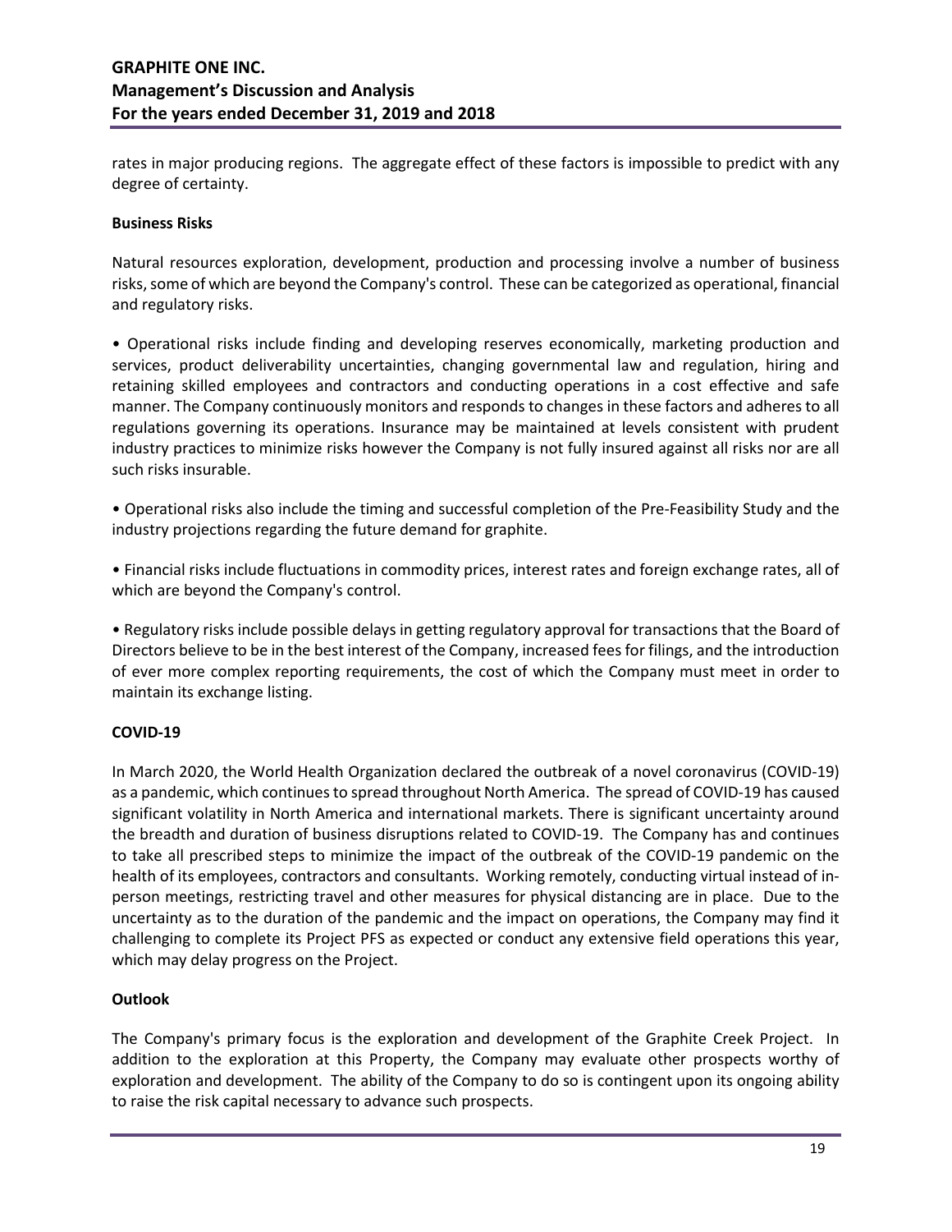rates in major producing regions. The aggregate effect of these factors is impossible to predict with any degree of certainty.

**Business Risks**

Natural resources exploration, development, production and processing involve a number of business risks, some of which are beyond the Company's control. These can be categorized as operational, financial and regulatory risks.

• Operational risks include finding and developing reserves economically, marketing production and services, product deliverability uncertainties, changing governmental law and regulation, hiring and retaining skilled employees and contractors and conducting operations in a cost effective and safe manner. The Company continuously monitors and responds to changes in these factors and adheres to all regulations governing its operations. Insurance may be maintained at levels consistent with prudent industry practices to minimize risks however the Company is not fully insured against all risks nor are all such risks insurable.

• Operational risks also include the timing and successful completion of the Pre-Feasibility Study and the industry projections regarding the future demand for graphite.

• Financial risks include fluctuations in commodity prices, interest rates and foreign exchange rates, all of which are beyond the Company's control.

• Regulatory risks include possible delays in getting regulatory approval for transactions that the Board of Directors believe to be in the best interest of the Company, increased fees for filings, and the introduction of ever more complex reporting requirements, the cost of which the Company must meet in order to maintain its exchange listing.

**COVID-19**

In March 2020, the World Health Organization declared the outbreak of a novel coronavirus (COVID-19) as a pandemic, which continues to spread throughout North America. The spread of COVID-19 has caused significant volatility in North America and international markets. There is significant uncertainty around the breadth and duration of business disruptions related to COVID-19. The Company has and continues to take all prescribed steps to minimize the impact of the outbreak of the COVID-19 pandemic on the health of its employees, contractors and consultants. Working remotely, conducting virtual instead of in-person meetings, restricting travel and other measures for physical distancing are in place. Due to the uncertainty as to the duration of the pandemic and the impact on operations, the Company may find it challenging to complete its Project PFS as expected or conduct any extensive field operations this year, which may delay progress on the Project.

**Outlook**

The Company's primary focus is the exploration and development of the Graphite Creek Project. In addition to the exploration at this Property, the Company may evaluate other prospects worthy of exploration and development. The ability of the Company to do so is contingent upon its ongoing ability to raise the risk capital necessary to advance such prospects.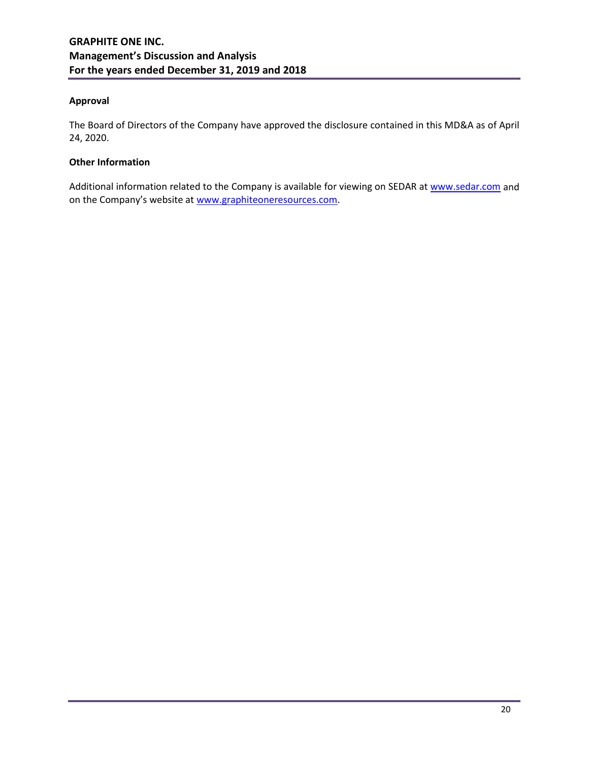### Approval

The Board of Directors of the Company have approved the disclosure contained in this MD&A as of April 24, 2020.

### Other Information

Additional information related to the Company is available for viewing on SEDAR at www.sedar.com and on the Company's website at www.graphiteoneresources.com.